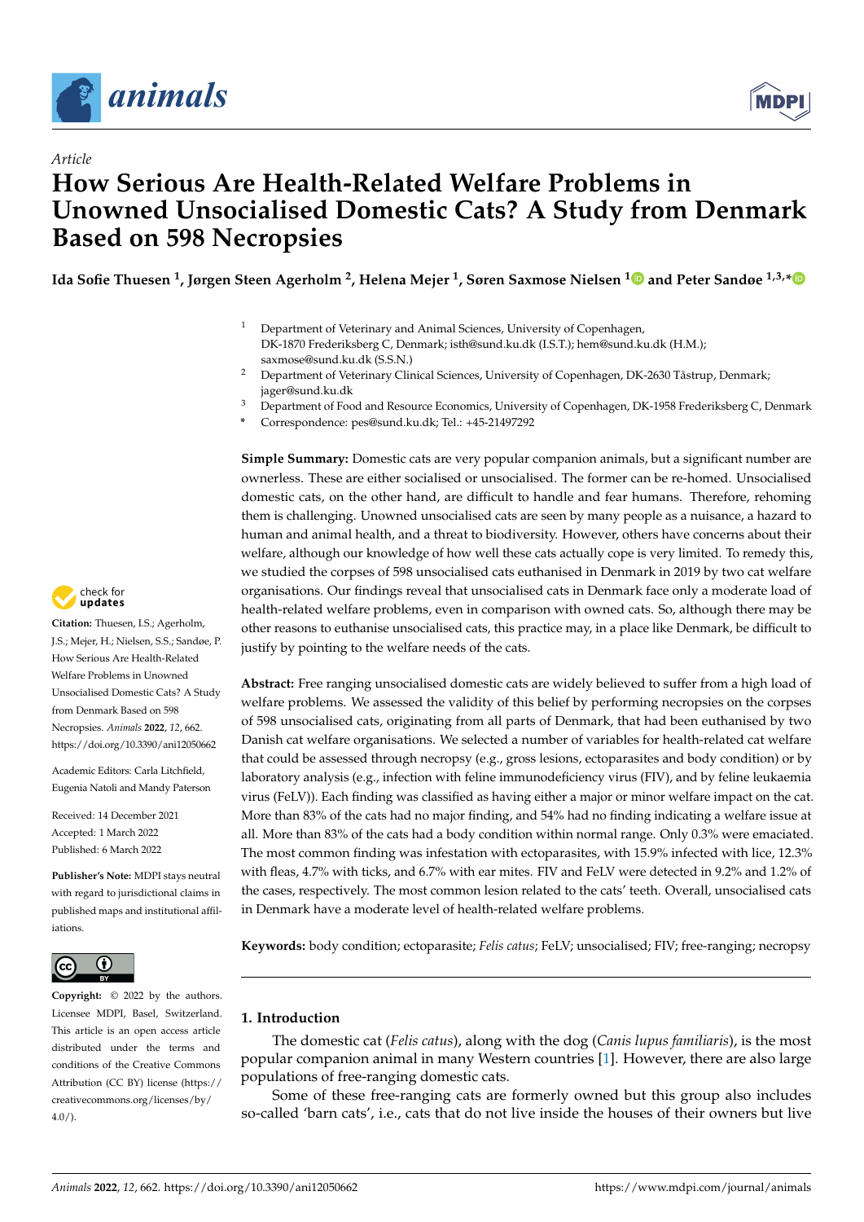*Article*

# How Serious Are Health-Related Welfare Problems in Unowned Unsocialised Domestic Cats? A Study from Denmark Based on 598 Necropsies

**Ida Sofie Thuesen [1], Jørgen Steen Agerholm [2], Helena Mejer [1], Søren Saxmose Nielsen [1] and Peter Sandøe [1,3,*]**

[1] Department of Veterinary and Animal Sciences, University of Copenhagen, DK-1870 Frederiksberg C, Denmark; isth@sund.ku.dk (I.S.T.); hem@sund.ku.dk (H.M.); saxmose@sund.ku.dk (S.S.N.)

[2] Department of Veterinary Clinical Sciences, University of Copenhagen, DK-2630 Tåstrup, Denmark; jager@sund.ku.dk

[3] Department of Food and Resource Economics, University of Copenhagen, DK-1958 Frederiksberg C, Denmark

\* Correspondence: pes@sund.ku.dk; Tel.: +45-21497292

**Citation:** Thuesen, I.S.; Agerholm, J.S.; Mejer, H.; Nielsen, S.S.; Sandøe, P. How Serious Are Health-Related Welfare Problems in Unowned Unsocialised Domestic Cats? A Study from Denmark Based on 598 Necropsies. *Animals* **2022**, *12*, 662. https://doi.org/10.3390/ani12050662

Academic Editors: Carla Litchfield, Eugenia Natoli and Mandy Paterson

Received: 14 December 2021
Accepted: 1 March 2022
Published: 6 March 2022

**Publisher's Note:** MDPI stays neutral with regard to jurisdictional claims in published maps and institutional affiliations.

**Copyright:** © 2022 by the authors. Licensee MDPI, Basel, Switzerland. This article is an open access article distributed under the terms and conditions of the Creative Commons Attribution (CC BY) license (https://creativecommons.org/licenses/by/4.0/).

**Simple Summary:** Domestic cats are very popular companion animals, but a significant number are ownerless. These are either socialised or unsocialised. The former can be re-homed. Unsocialised domestic cats, on the other hand, are difficult to handle and fear humans. Therefore, rehoming them is challenging. Unowned unsocialised cats are seen by many people as a nuisance, a hazard to human and animal health, and a threat to biodiversity. However, others have concerns about their welfare, although our knowledge of how well these cats actually cope is very limited. To remedy this, we studied the corpses of 598 unsocialised cats euthanised in Denmark in 2019 by two cat welfare organisations. Our findings reveal that unsocialised cats in Denmark face only a moderate load of health-related welfare problems, even in comparison with owned cats. So, although there may be other reasons to euthanise unsocialised cats, this practice may, in a place like Denmark, be difficult to justify by pointing to the welfare needs of the cats.

**Abstract:** Free ranging unsocialised domestic cats are widely believed to suffer from a high load of welfare problems. We assessed the validity of this belief by performing necropsies on the corpses of 598 unsocialised cats, originating from all parts of Denmark, that had been euthanised by two Danish cat welfare organisations. We selected a number of variables for health-related cat welfare that could be assessed through necropsy (e.g., gross lesions, ectoparasites and body condition) or by laboratory analysis (e.g., infection with feline immunodeficiency virus (FIV), and by feline leukaemia virus (FeLV)). Each finding was classified as having either a major or minor welfare impact on the cat. More than 83% of the cats had no major finding, and 54% had no finding indicating a welfare issue at all. More than 83% of the cats had a body condition within normal range. Only 0.3% were emaciated. The most common finding was infestation with ectoparasites, with 15.9% infected with lice, 12.3% with fleas, 4.7% with ticks, and 6.7% with ear mites. FIV and FeLV were detected in 9.2% and 1.2% of the cases, respectively. The most common lesion related to the cats' teeth. Overall, unsocialised cats in Denmark have a moderate level of health-related welfare problems.

**Keywords:** body condition; ectoparasite; *Felis catus*; FeLV; unsocialised; FIV; free-ranging; necropsy

## 1. Introduction

The domestic cat (*Felis catus*), along with the dog (*Canis lupus familiaris*), is the most popular companion animal in many Western countries [1]. However, there are also large populations of free-ranging domestic cats.

Some of these free-ranging cats are formerly owned but this group also includes so-called 'barn cats', i.e., cats that do not live inside the houses of their owners but live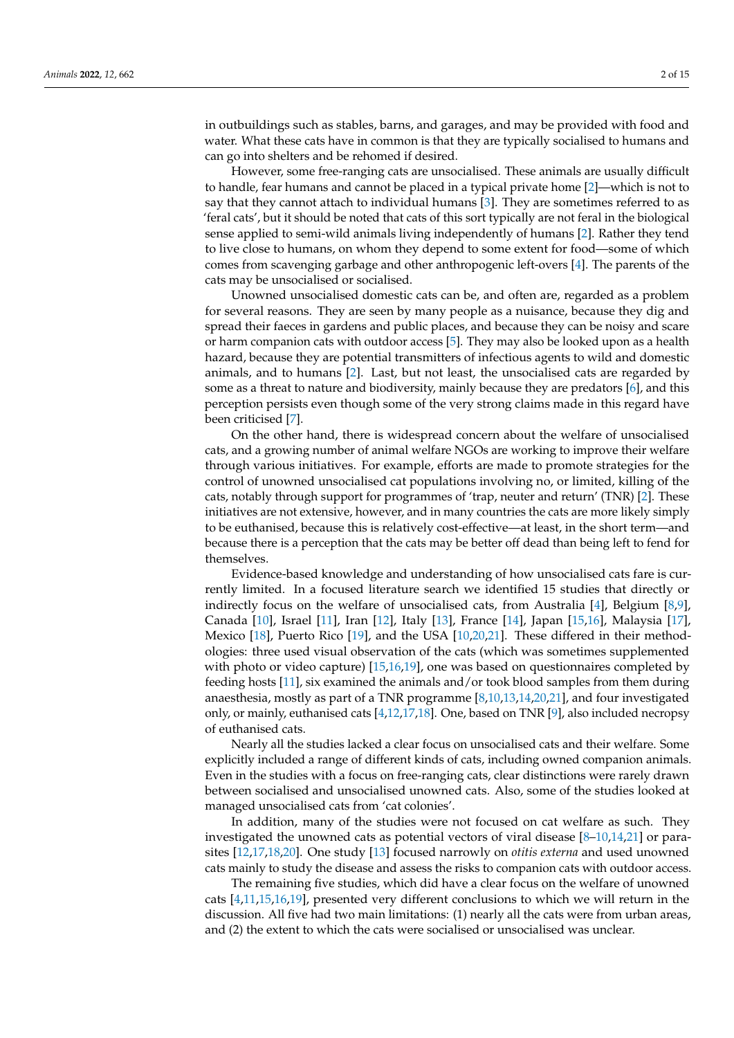in outbuildings such as stables, barns, and garages, and may be provided with food and water. What these cats have in common is that they are typically socialised to humans and can go into shelters and be rehomed if desired.

However, some free-ranging cats are unsocialised. These animals are usually difficult to handle, fear humans and cannot be placed in a typical private home [2]—which is not to say that they cannot attach to individual humans [3]. They are sometimes referred to as 'feral cats', but it should be noted that cats of this sort typically are not feral in the biological sense applied to semi-wild animals living independently of humans [2]. Rather they tend to live close to humans, on whom they depend to some extent for food—some of which comes from scavenging garbage and other anthropogenic left-overs [4]. The parents of the cats may be unsocialised or socialised.

Unowned unsocialised domestic cats can be, and often are, regarded as a problem for several reasons. They are seen by many people as a nuisance, because they dig and spread their faeces in gardens and public places, and because they can be noisy and scare or harm companion cats with outdoor access [5]. They may also be looked upon as a health hazard, because they are potential transmitters of infectious agents to wild and domestic animals, and to humans [2]. Last, but not least, the unsocialised cats are regarded by some as a threat to nature and biodiversity, mainly because they are predators [6], and this perception persists even though some of the very strong claims made in this regard have been criticised [7].

On the other hand, there is widespread concern about the welfare of unsocialised cats, and a growing number of animal welfare NGOs are working to improve their welfare through various initiatives. For example, efforts are made to promote strategies for the control of unowned unsocialised cat populations involving no, or limited, killing of the cats, notably through support for programmes of 'trap, neuter and return' (TNR) [2]. These initiatives are not extensive, however, and in many countries the cats are more likely simply to be euthanised, because this is relatively cost-effective—at least, in the short term—and because there is a perception that the cats may be better off dead than being left to fend for themselves.

Evidence-based knowledge and understanding of how unsocialised cats fare is currently limited. In a focused literature search we identified 15 studies that directly or indirectly focus on the welfare of unsocialised cats, from Australia [4], Belgium [8,9], Canada [10], Israel [11], Iran [12], Italy [13], France [14], Japan [15,16], Malaysia [17], Mexico [18], Puerto Rico [19], and the USA [10,20,21]. These differed in their methodologies: three used visual observation of the cats (which was sometimes supplemented with photo or video capture) [15,16,19], one was based on questionnaires completed by feeding hosts [11], six examined the animals and/or took blood samples from them during anaesthesia, mostly as part of a TNR programme [8,10,13,14,20,21], and four investigated only, or mainly, euthanised cats [4,12,17,18]. One, based on TNR [9], also included necropsy of euthanised cats.

Nearly all the studies lacked a clear focus on unsocialised cats and their welfare. Some explicitly included a range of different kinds of cats, including owned companion animals. Even in the studies with a focus on free-ranging cats, clear distinctions were rarely drawn between socialised and unsocialised unowned cats. Also, some of the studies looked at managed unsocialised cats from 'cat colonies'.

In addition, many of the studies were not focused on cat welfare as such. They investigated the unowned cats as potential vectors of viral disease [8–10,14,21] or parasites [12,17,18,20]. One study [13] focused narrowly on *otitis externa* and used unowned cats mainly to study the disease and assess the risks to companion cats with outdoor access.

The remaining five studies, which did have a clear focus on the welfare of unowned cats [4,11,15,16,19], presented very different conclusions to which we will return in the discussion. All five had two main limitations: (1) nearly all the cats were from urban areas, and (2) the extent to which the cats were socialised or unsocialised was unclear.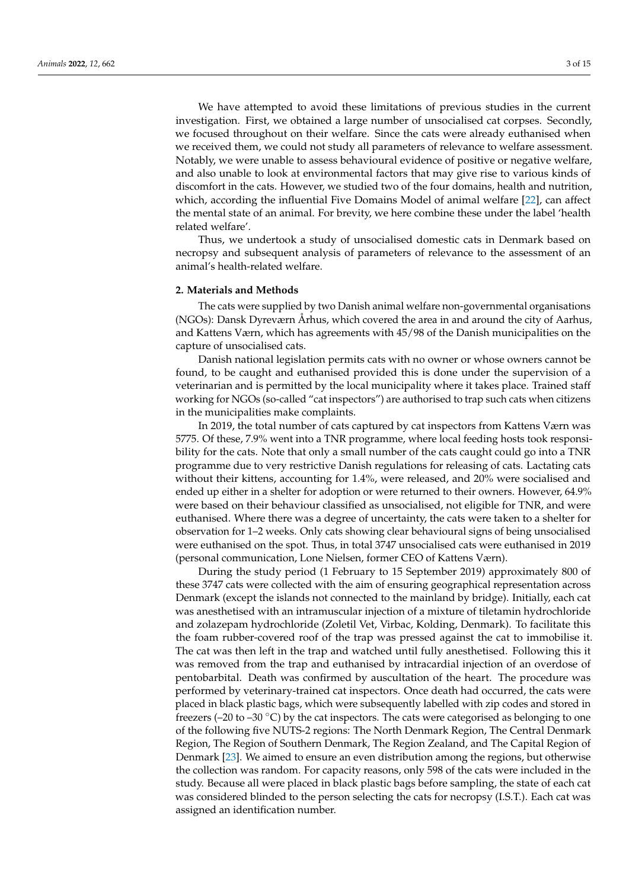We have attempted to avoid these limitations of previous studies in the current investigation. First, we obtained a large number of unsocialised cat corpses. Secondly, we focused throughout on their welfare. Since the cats were already euthanised when we received them, we could not study all parameters of relevance to welfare assessment. Notably, we were unable to assess behavioural evidence of positive or negative welfare, and also unable to look at environmental factors that may give rise to various kinds of discomfort in the cats. However, we studied two of the four domains, health and nutrition, which, according the influential Five Domains Model of animal welfare [22], can affect the mental state of an animal. For brevity, we here combine these under the label 'health related welfare'.

Thus, we undertook a study of unsocialised domestic cats in Denmark based on necropsy and subsequent analysis of parameters of relevance to the assessment of an animal's health-related welfare.

## 2. Materials and Methods

The cats were supplied by two Danish animal welfare non-governmental organisations (NGOs): Dansk Dyreværn Århus, which covered the area in and around the city of Aarhus, and Kattens Værn, which has agreements with 45/98 of the Danish municipalities on the capture of unsocialised cats.

Danish national legislation permits cats with no owner or whose owners cannot be found, to be caught and euthanised provided this is done under the supervision of a veterinarian and is permitted by the local municipality where it takes place. Trained staff working for NGOs (so-called "cat inspectors") are authorised to trap such cats when citizens in the municipalities make complaints.

In 2019, the total number of cats captured by cat inspectors from Kattens Værn was 5775. Of these, 7.9% went into a TNR programme, where local feeding hosts took responsibility for the cats. Note that only a small number of the cats caught could go into a TNR programme due to very restrictive Danish regulations for releasing of cats. Lactating cats without their kittens, accounting for 1.4%, were released, and 20% were socialised and ended up either in a shelter for adoption or were returned to their owners. However, 64.9% were based on their behaviour classified as unsocialised, not eligible for TNR, and were euthanised. Where there was a degree of uncertainty, the cats were taken to a shelter for observation for 1–2 weeks. Only cats showing clear behavioural signs of being unsocialised were euthanised on the spot. Thus, in total 3747 unsocialised cats were euthanised in 2019 (personal communication, Lone Nielsen, former CEO of Kattens Værn).

During the study period (1 February to 15 September 2019) approximately 800 of these 3747 cats were collected with the aim of ensuring geographical representation across Denmark (except the islands not connected to the mainland by bridge). Initially, each cat was anesthetised with an intramuscular injection of a mixture of tiletamin hydrochloride and zolazepam hydrochloride (Zoletil Vet, Virbac, Kolding, Denmark). To facilitate this the foam rubber-covered roof of the trap was pressed against the cat to immobilise it. The cat was then left in the trap and watched until fully anesthetised. Following this it was removed from the trap and euthanised by intracardial injection of an overdose of pentobarbital. Death was confirmed by auscultation of the heart. The procedure was performed by veterinary-trained cat inspectors. Once death had occurred, the cats were placed in black plastic bags, which were subsequently labelled with zip codes and stored in freezers (–20 to –30 °C) by the cat inspectors. The cats were categorised as belonging to one of the following five NUTS-2 regions: The North Denmark Region, The Central Denmark Region, The Region of Southern Denmark, The Region Zealand, and The Capital Region of Denmark [23]. We aimed to ensure an even distribution among the regions, but otherwise the collection was random. For capacity reasons, only 598 of the cats were included in the study. Because all were placed in black plastic bags before sampling, the state of each cat was considered blinded to the person selecting the cats for necropsy (I.S.T.). Each cat was assigned an identification number.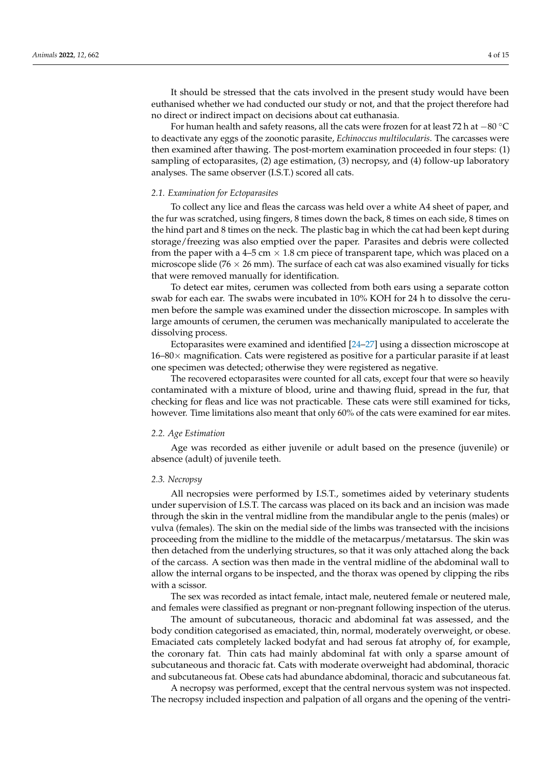It should be stressed that the cats involved in the present study would have been euthanised whether we had conducted our study or not, and that the project therefore had no direct or indirect impact on decisions about cat euthanasia.

For human health and safety reasons, all the cats were frozen for at least 72 h at −80 °C to deactivate any eggs of the zoonotic parasite, *Echinoccus multilocularis*. The carcasses were then examined after thawing. The post-mortem examination proceeded in four steps: (1) sampling of ectoparasites, (2) age estimation, (3) necropsy, and (4) follow-up laboratory analyses. The same observer (I.S.T.) scored all cats.

### *2.1. Examination for Ectoparasites*

To collect any lice and fleas the carcass was held over a white A4 sheet of paper, and the fur was scratched, using fingers, 8 times down the back, 8 times on each side, 8 times on the hind part and 8 times on the neck. The plastic bag in which the cat had been kept during storage/freezing was also emptied over the paper. Parasites and debris were collected from the paper with a 4–5 cm × 1.8 cm piece of transparent tape, which was placed on a microscope slide (76 × 26 mm). The surface of each cat was also examined visually for ticks that were removed manually for identification.

To detect ear mites, cerumen was collected from both ears using a separate cotton swab for each ear. The swabs were incubated in 10% KOH for 24 h to dissolve the cerumen before the sample was examined under the dissection microscope. In samples with large amounts of cerumen, the cerumen was mechanically manipulated to accelerate the dissolving process.

Ectoparasites were examined and identified [24–27] using a dissection microscope at 16–80× magnification. Cats were registered as positive for a particular parasite if at least one specimen was detected; otherwise they were registered as negative.

The recovered ectoparasites were counted for all cats, except four that were so heavily contaminated with a mixture of blood, urine and thawing fluid, spread in the fur, that checking for fleas and lice was not practicable. These cats were still examined for ticks, however. Time limitations also meant that only 60% of the cats were examined for ear mites.

### *2.2. Age Estimation*

Age was recorded as either juvenile or adult based on the presence (juvenile) or absence (adult) of juvenile teeth.

### *2.3. Necropsy*

All necropsies were performed by I.S.T., sometimes aided by veterinary students under supervision of I.S.T. The carcass was placed on its back and an incision was made through the skin in the ventral midline from the mandibular angle to the penis (males) or vulva (females). The skin on the medial side of the limbs was transected with the incisions proceeding from the midline to the middle of the metacarpus/metatarsus. The skin was then detached from the underlying structures, so that it was only attached along the back of the carcass. A section was then made in the ventral midline of the abdominal wall to allow the internal organs to be inspected, and the thorax was opened by clipping the ribs with a scissor.

The sex was recorded as intact female, intact male, neutered female or neutered male, and females were classified as pregnant or non-pregnant following inspection of the uterus.

The amount of subcutaneous, thoracic and abdominal fat was assessed, and the body condition categorised as emaciated, thin, normal, moderately overweight, or obese. Emaciated cats completely lacked bodyfat and had serous fat atrophy of, for example, the coronary fat. Thin cats had mainly abdominal fat with only a sparse amount of subcutaneous and thoracic fat. Cats with moderate overweight had abdominal, thoracic and subcutaneous fat. Obese cats had abundance abdominal, thoracic and subcutaneous fat.

A necropsy was performed, except that the central nervous system was not inspected. The necropsy included inspection and palpation of all organs and the opening of the ventri-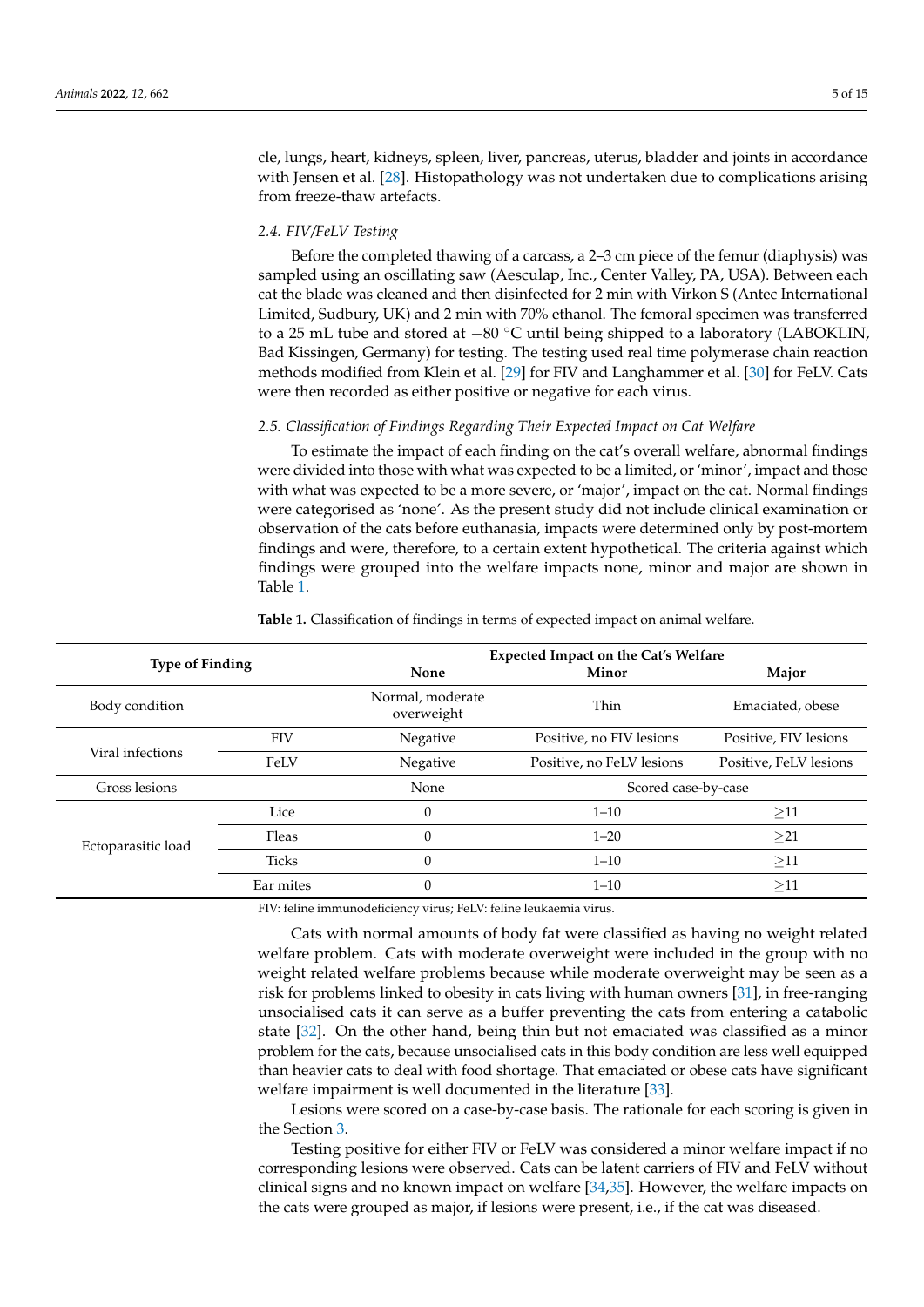cle, lungs, heart, kidneys, spleen, liver, pancreas, uterus, bladder and joints in accordance with Jensen et al. [28]. Histopathology was not undertaken due to complications arising from freeze-thaw artefacts.

### *2.4. FIV/FeLV Testing*

Before the completed thawing of a carcass, a 2–3 cm piece of the femur (diaphysis) was sampled using an oscillating saw (Aesculap, Inc., Center Valley, PA, USA). Between each cat the blade was cleaned and then disinfected for 2 min with Virkon S (Antec International Limited, Sudbury, UK) and 2 min with 70% ethanol. The femoral specimen was transferred to a 25 mL tube and stored at −80 °C until being shipped to a laboratory (LABOKLIN, Bad Kissingen, Germany) for testing. The testing used real time polymerase chain reaction methods modified from Klein et al. [29] for FIV and Langhammer et al. [30] for FeLV. Cats were then recorded as either positive or negative for each virus.

### *2.5. Classification of Findings Regarding Their Expected Impact on Cat Welfare*

To estimate the impact of each finding on the cat's overall welfare, abnormal findings were divided into those with what was expected to be a limited, or 'minor', impact and those with what was expected to be a more severe, or 'major', impact on the cat. Normal findings were categorised as 'none'. As the present study did not include clinical examination or observation of the cats before euthanasia, impacts were determined only by post-mortem findings and were, therefore, to a certain extent hypothetical. The criteria against which findings were grouped into the welfare impacts none, minor and major are shown in Table 1.

**Table 1.** Classification of findings in terms of expected impact on animal welfare.

| Type of Finding | | Expected Impact on the Cat's Welfare | | |
|---|---|---|---|---|
| | | None | Minor | Major |
| Body condition | | Normal, moderate overweight | Thin | Emaciated, obese |
| Viral infections | FIV | Negative | Positive, no FIV lesions | Positive, FIV lesions |
| | FeLV | Negative | Positive, no FeLV lesions | Positive, FeLV lesions |
| Gross lesions | | None | Scored case-by-case | |
| Ectoparasitic load | Lice | 0 | 1–10 | ≥11 |
| | Fleas | 0 | 1–20 | ≥21 |
| | Ticks | 0 | 1–10 | ≥11 |
| | Ear mites | 0 | 1–10 | ≥11 |

FIV: feline immunodeficiency virus; FeLV: feline leukaemia virus.

Cats with normal amounts of body fat were classified as having no weight related welfare problem. Cats with moderate overweight were included in the group with no weight related welfare problems because while moderate overweight may be seen as a risk for problems linked to obesity in cats living with human owners [31], in free-ranging unsocialised cats it can serve as a buffer preventing the cats from entering a catabolic state [32]. On the other hand, being thin but not emaciated was classified as a minor problem for the cats, because unsocialised cats in this body condition are less well equipped than heavier cats to deal with food shortage. That emaciated or obese cats have significant welfare impairment is well documented in the literature [33].

Lesions were scored on a case-by-case basis. The rationale for each scoring is given in the Section 3.

Testing positive for either FIV or FeLV was considered a minor welfare impact if no corresponding lesions were observed. Cats can be latent carriers of FIV and FeLV without clinical signs and no known impact on welfare [34,35]. However, the welfare impacts on the cats were grouped as major, if lesions were present, i.e., if the cat was diseased.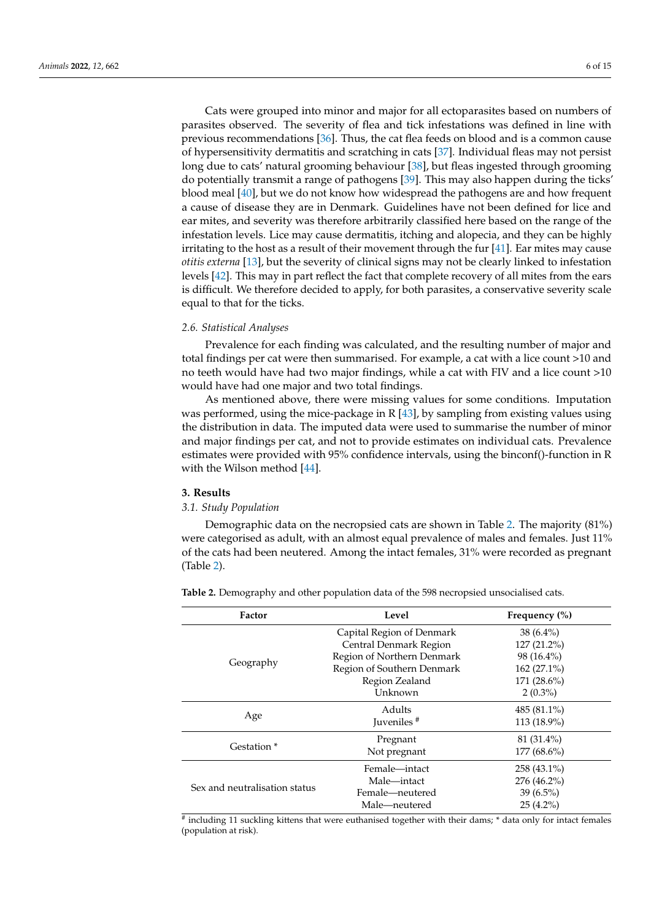Cats were grouped into minor and major for all ectoparasites based on numbers of parasites observed. The severity of flea and tick infestations was defined in line with previous recommendations [36]. Thus, the cat flea feeds on blood and is a common cause of hypersensitivity dermatitis and scratching in cats [37]. Individual fleas may not persist long due to cats' natural grooming behaviour [38], but fleas ingested through grooming do potentially transmit a range of pathogens [39]. This may also happen during the ticks' blood meal [40], but we do not know how widespread the pathogens are and how frequent a cause of disease they are in Denmark. Guidelines have not been defined for lice and ear mites, and severity was therefore arbitrarily classified here based on the range of the infestation levels. Lice may cause dermatitis, itching and alopecia, and they can be highly irritating to the host as a result of their movement through the fur [41]. Ear mites may cause *otitis externa* [13], but the severity of clinical signs may not be clearly linked to infestation levels [42]. This may in part reflect the fact that complete recovery of all mites from the ears is difficult. We therefore decided to apply, for both parasites, a conservative severity scale equal to that for the ticks.

### *2.6. Statistical Analyses*

Prevalence for each finding was calculated, and the resulting number of major and total findings per cat were then summarised. For example, a cat with a lice count >10 and no teeth would have had two major findings, while a cat with FIV and a lice count >10 would have had one major and two total findings.

As mentioned above, there were missing values for some conditions. Imputation was performed, using the mice-package in R [43], by sampling from existing values using the distribution in data. The imputed data were used to summarise the number of minor and major findings per cat, and not to provide estimates on individual cats. Prevalence estimates were provided with 95% confidence intervals, using the binconf()-function in R with the Wilson method [44].

## 3. Results

### *3.1. Study Population*

Demographic data on the necropsied cats are shown in Table 2. The majority (81%) were categorised as adult, with an almost equal prevalence of males and females. Just 11% of the cats had been neutered. Among the intact females, 31% were recorded as pregnant (Table 2).

**Table 2.** Demography and other population data of the 598 necropsied unsocialised cats.

| Factor | Level | Frequency (%) |
|---|---|---|
| Geography | Capital Region of Denmark | 38 (6.4%) |
| | Central Denmark Region | 127 (21.2%) |
| | Region of Northern Denmark | 98 (16.4%) |
| | Region of Southern Denmark | 162 (27.1%) |
| | Region Zealand | 171 (28.6%) |
| | Unknown | 2 (0.3%) |
| Age | Adults | 485 (81.1%) |
| | Juveniles # | 113 (18.9%) |
| Gestation * | Pregnant | 81 (31.4%) |
| | Not pregnant | 177 (68.6%) |
| Sex and neutralisation status | Female—intact | 258 (43.1%) |
| | Male—intact | 276 (46.2%) |
| | Female—neutered | 39 (6.5%) |
| | Male—neutered | 25 (4.2%) |

# including 11 suckling kittens that were euthanised together with their dams; * data only for intact females (population at risk).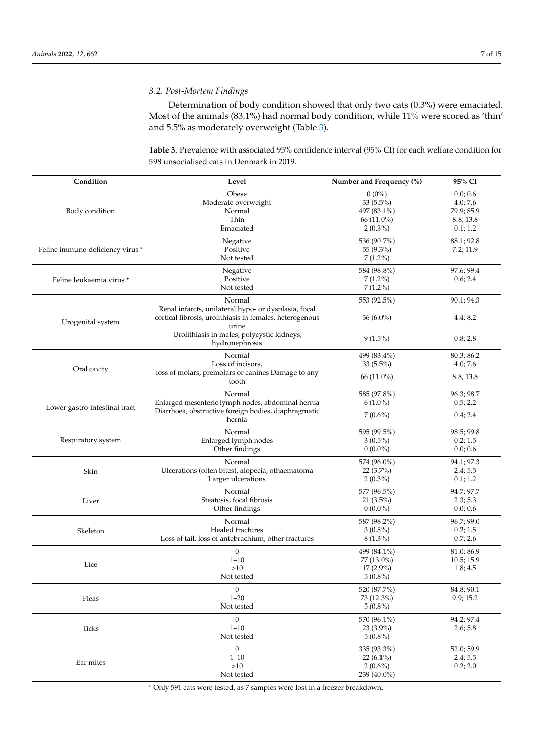### 3.2. Post-Mortem Findings

Determination of body condition showed that only two cats (0.3%) were emaciated. Most of the animals (83.1%) had normal body condition, while 11% were scored as 'thin' and 5.5% as moderately overweight (Table 3).

**Table 3.** Prevalence with associated 95% confidence interval (95% CI) for each welfare condition for 598 unsocialised cats in Denmark in 2019.

| Condition | Level | Number and Frequency (%) | 95% CI |
|---|---|---|---|
| Body condition | Obese | 0 (0%) | 0.0; 0.6 |
| | Moderate overweight | 33 (5.5%) | 4.0; 7.6 |
| | Normal | 497 (83.1%) | 79.9; 85.9 |
| | Thin | 66 (11.0%) | 8.8; 13.8 |
| | Emaciated | 2 (0.3%) | 0.1; 1.2 |
| Feline immune-deficiency virus * | Negative | 536 (90.7%) | 88.1; 92.8 |
| | Positive | 55 (9.3%) | 7.2; 11.9 |
| | Not tested | 7 (1.2%) | |
| Feline leukaemia virus * | Negative | 584 (98.8%) | 97.6; 99.4 |
| | Positive | 7 (1.2%) | 0.6; 2.4 |
| | Not tested | 7 (1.2%) | |
| Urogenital system | Normal | 553 (92.5%) | 90.1; 94.3 |
| | Renal infarcts, unilateral hypo- or dysplasia, focal cortical fibrosis, urolithiasis in females, heterogenous urine | 36 (6.0%) | 4.4; 8.2 |
| | Urolithiasis in males, polycystic kidneys, hydronephrosis | 9 (1.5%) | 0.8; 2.8 |
| Oral cavity | Normal | 499 (83.4%) | 80.3; 86.2 |
| | Loss of incisors, | 33 (5.5%) | 4.0; 7.6 |
| | loss of molars, premolars or canines Damage to any tooth | 66 (11.0%) | 8.8; 13.8 |
| Lower gastro-intestinal tract | Normal | 585 (97.8%) | 96.3; 98.7 |
| | Enlarged mesenteric lymph nodes, abdominal hernia | 6 (1.0%) | 0.5; 2.2 |
| | Diarrhoea, obstructive foreign bodies, diaphragmatic hernia | 7 (0.6%) | 0.4; 2.4 |
| Respiratory system | Normal | 595 (99.5%) | 98.5; 99.8 |
| | Enlarged lymph nodes | 3 (0.5%) | 0.2; 1.5 |
| | Other findings | 0 (0.0%) | 0.0; 0.6 |
| Skin | Normal | 574 (96.0%) | 94.1; 97.3 |
| | Ulcerations (often bites), alopecia, othaematoma | 22 (3.7%) | 2.4; 5.5 |
| | Larger ulcerations | 2 (0.3%) | 0.1; 1.2 |
| Liver | Normal | 577 (96.5%) | 94.7; 97.7 |
| | Steatosis, focal fibrosis | 21 (3.5%) | 2.3; 5.3 |
| | Other findings | 0 (0.0%) | 0.0; 0.6 |
| Skeleton | Normal | 587 (98.2%) | 96.7; 99.0 |
| | Healed fractures | 3 (0.5%) | 0.2; 1.5 |
| | Loss of tail, loss of antebrachium, other fractures | 8 (1.3%) | 0.7; 2.6 |
| Lice | 0 | 499 (84.1%) | 81.0; 86.9 |
| | 1–10 | 77 (13.0%) | 10.5; 15.9 |
| | >10 | 17 (2.9%) | 1.8; 4.5 |
| | Not tested | 5 (0.8%) | |
| Fleas | 0 | 520 (87.7%) | 84.8; 90.1 |
| | 1–20 | 73 (12.3%) | 9.9; 15.2 |
| | Not tested | 5 (0.8%) | |
| Ticks | 0 | 570 (96.1%) | 94.2; 97.4 |
| | 1–10 | 23 (3.9%) | 2.6; 5.8 |
| | Not tested | 5 (0.8%) | |
| Ear mites | 0 | 335 (93.3%) | 52.0; 59.9 |
| | 1–10 | 22 (6.1%) | 2.4; 5.5 |
| | >10 | 2 (0.6%) | 0.2; 2.0 |
| | Not tested | 239 (40.0%) | |

\* Only 591 cats were tested, as 7 samples were lost in a freezer breakdown.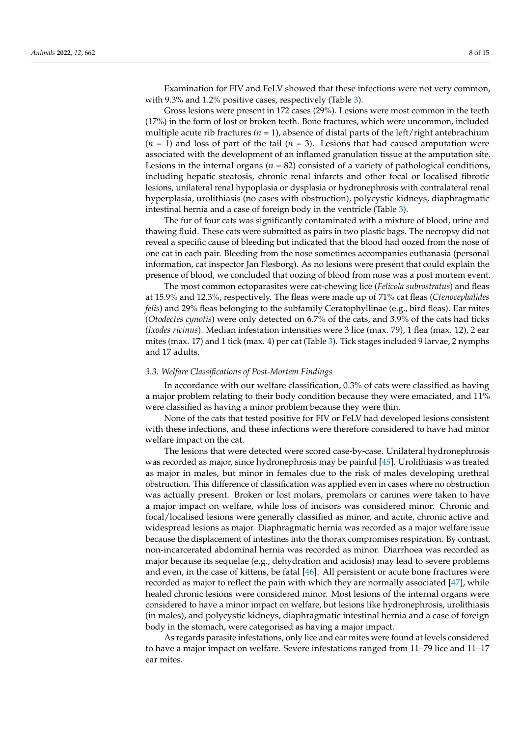Examination for FIV and FeLV showed that these infections were not very common, with 9.3% and 1.2% positive cases, respectively (Table 3).

Gross lesions were present in 172 cases (29%). Lesions were most common in the teeth (17%) in the form of lost or broken teeth. Bone fractures, which were uncommon, included multiple acute rib fractures ($n$ = 1), absence of distal parts of the left/right antebrachium ($n$ = 1) and loss of part of the tail ($n$ = 3). Lesions that had caused amputation were associated with the development of an inflamed granulation tissue at the amputation site. Lesions in the internal organs ($n$ = 82) consisted of a variety of pathological conditions, including hepatic steatosis, chronic renal infarcts and other focal or localised fibrotic lesions, unilateral renal hypoplasia or dysplasia or hydronephrosis with contralateral renal hyperplasia, urolithiasis (no cases with obstruction), polycystic kidneys, diaphragmatic intestinal hernia and a case of foreign body in the ventricle (Table 3).

The fur of four cats was significantly contaminated with a mixture of blood, urine and thawing fluid. These cats were submitted as pairs in two plastic bags. The necropsy did not reveal a specific cause of bleeding but indicated that the blood had oozed from the nose of one cat in each pair. Bleeding from the nose sometimes accompanies euthanasia (personal information, cat inspector Jan Flesborg). As no lesions were present that could explain the presence of blood, we concluded that oozing of blood from nose was a post mortem event.

The most common ectoparasites were cat-chewing lice (*Felicola subrostratus*) and fleas at 15.9% and 12.3%, respectively. The fleas were made up of 71% cat fleas (*Ctenocephalides felis*) and 29% fleas belonging to the subfamily Ceratophyllinae (e.g., bird fleas). Ear mites (*Otodectes cynotis*) were only detected on 6.7% of the cats, and 3.9% of the cats had ticks (*Ixodes ricinus*). Median infestation intensities were 3 lice (max. 79), 1 flea (max. 12), 2 ear mites (max. 17) and 1 tick (max. 4) per cat (Table 3). Tick stages included 9 larvae, 2 nymphs and 17 adults.

### 3.3. Welfare Classifications of Post-Mortem Findings

In accordance with our welfare classification, 0.3% of cats were classified as having a major problem relating to their body condition because they were emaciated, and 11% were classified as having a minor problem because they were thin.

None of the cats that tested positive for FIV or FeLV had developed lesions consistent with these infections, and these infections were therefore considered to have had minor welfare impact on the cat.

The lesions that were detected were scored case-by-case. Unilateral hydronephrosis was recorded as major, since hydronephrosis may be painful [45]. Urolithiasis was treated as major in males, but minor in females due to the risk of males developing urethral obstruction. This difference of classification was applied even in cases where no obstruction was actually present. Broken or lost molars, premolars or canines were taken to have a major impact on welfare, while loss of incisors was considered minor. Chronic and focal/localised lesions were generally classified as minor, and acute, chronic active and widespread lesions as major. Diaphragmatic hernia was recorded as a major welfare issue because the displacement of intestines into the thorax compromises respiration. By contrast, non-incarcerated abdominal hernia was recorded as minor. Diarrhoea was recorded as major because its sequelae (e.g., dehydration and acidosis) may lead to severe problems and even, in the case of kittens, be fatal [46]. All persistent or acute bone fractures were recorded as major to reflect the pain with which they are normally associated [47], while healed chronic lesions were considered minor. Most lesions of the internal organs were considered to have a minor impact on welfare, but lesions like hydronephrosis, urolithiasis (in males), and polycystic kidneys, diaphragmatic intestinal hernia and a case of foreign body in the stomach, were categorised as having a major impact.

As regards parasite infestations, only lice and ear mites were found at levels considered to have a major impact on welfare. Severe infestations ranged from 11–79 lice and 11–17 ear mites.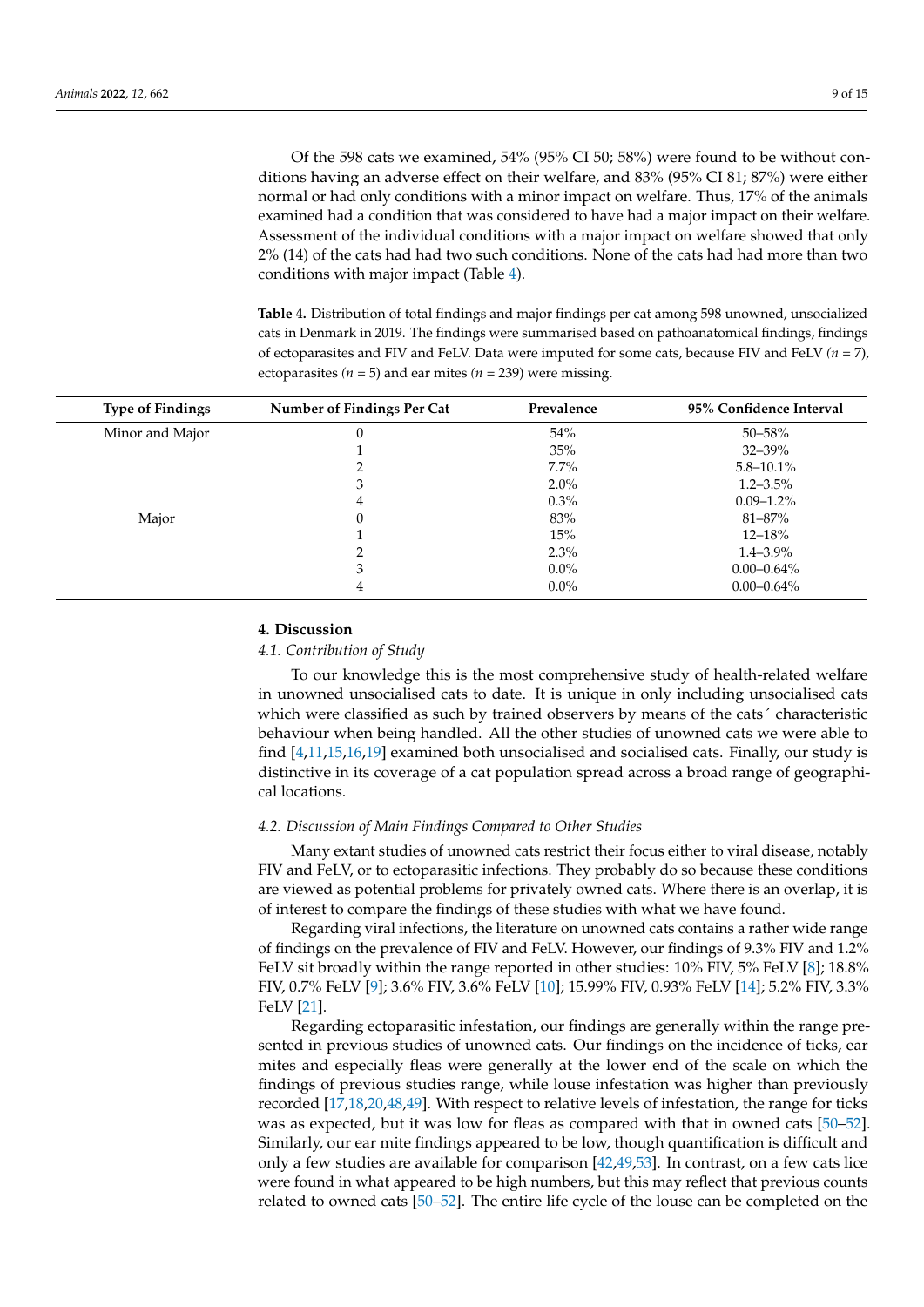Of the 598 cats we examined, 54% (95% CI 50; 58%) were found to be without conditions having an adverse effect on their welfare, and 83% (95% CI 81; 87%) were either normal or had only conditions with a minor impact on welfare. Thus, 17% of the animals examined had a condition that was considered to have had a major impact on their welfare. Assessment of the individual conditions with a major impact on welfare showed that only 2% (14) of the cats had had two such conditions. None of the cats had had more than two conditions with major impact (Table 4).

**Table 4.** Distribution of total findings and major findings per cat among 598 unowned, unsocialized cats in Denmark in 2019. The findings were summarised based on pathoanatomical findings, findings of ectoparasites and FIV and FeLV. Data were imputed for some cats, because FIV and FeLV (*n* = 7), ectoparasites (*n* = 5) and ear mites (*n* = 239) were missing.

| Type of Findings | Number of Findings Per Cat | Prevalence | 95% Confidence Interval |
|---|---|---|---|
| Minor and Major | 0 | 54% | 50–58% |
| | 1 | 35% | 32–39% |
| | 2 | 7.7% | 5.8–10.1% |
| | 3 | 2.0% | 1.2–3.5% |
| | 4 | 0.3% | 0.09–1.2% |
| Major | 0 | 83% | 81–87% |
| | 1 | 15% | 12–18% |
| | 2 | 2.3% | 1.4–3.9% |
| | 3 | 0.0% | 0.00–0.64% |
| | 4 | 0.0% | 0.00–0.64% |

## 4. Discussion

### 4.1. Contribution of Study

To our knowledge this is the most comprehensive study of health-related welfare in unowned unsocialised cats to date. It is unique in only including unsocialised cats which were classified as such by trained observers by means of the cats´ characteristic behaviour when being handled. All the other studies of unowned cats we were able to find [4,11,15,16,19] examined both unsocialised and socialised cats. Finally, our study is distinctive in its coverage of a cat population spread across a broad range of geographical locations.

### 4.2. Discussion of Main Findings Compared to Other Studies

Many extant studies of unowned cats restrict their focus either to viral disease, notably FIV and FeLV, or to ectoparasitic infections. They probably do so because these conditions are viewed as potential problems for privately owned cats. Where there is an overlap, it is of interest to compare the findings of these studies with what we have found.

Regarding viral infections, the literature on unowned cats contains a rather wide range of findings on the prevalence of FIV and FeLV. However, our findings of 9.3% FIV and 1.2% FeLV sit broadly within the range reported in other studies: 10% FIV, 5% FeLV [8]; 18.8% FIV, 0.7% FeLV [9]; 3.6% FIV, 3.6% FeLV [10]; 15.99% FIV, 0.93% FeLV [14]; 5.2% FIV, 3.3% FeLV [21].

Regarding ectoparasitic infestation, our findings are generally within the range presented in previous studies of unowned cats. Our findings on the incidence of ticks, ear mites and especially fleas were generally at the lower end of the scale on which the findings of previous studies range, while louse infestation was higher than previously recorded [17,18,20,48,49]. With respect to relative levels of infestation, the range for ticks was as expected, but it was low for fleas as compared with that in owned cats [50–52]. Similarly, our ear mite findings appeared to be low, though quantification is difficult and only a few studies are available for comparison [42,49,53]. In contrast, on a few cats lice were found in what appeared to be high numbers, but this may reflect that previous counts related to owned cats [50–52]. The entire life cycle of the louse can be completed on the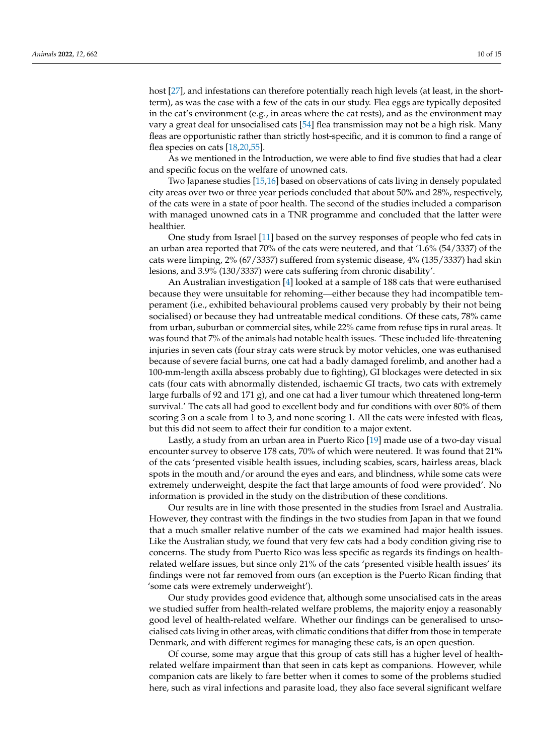host [27], and infestations can therefore potentially reach high levels (at least, in the short-term), as was the case with a few of the cats in our study. Flea eggs are typically deposited in the cat's environment (e.g., in areas where the cat rests), and as the environment may vary a great deal for unsocialised cats [54] flea transmission may not be a high risk. Many fleas are opportunistic rather than strictly host-specific, and it is common to find a range of flea species on cats [18,20,55].

As we mentioned in the Introduction, we were able to find five studies that had a clear and specific focus on the welfare of unowned cats.

Two Japanese studies [15,16] based on observations of cats living in densely populated city areas over two or three year periods concluded that about 50% and 28%, respectively, of the cats were in a state of poor health. The second of the studies included a comparison with managed unowned cats in a TNR programme and concluded that the latter were healthier.

One study from Israel [11] based on the survey responses of people who fed cats in an urban area reported that 70% of the cats were neutered, and that '1.6% (54/3337) of the cats were limping, 2% (67/3337) suffered from systemic disease, 4% (135/3337) had skin lesions, and 3.9% (130/3337) were cats suffering from chronic disability'.

An Australian investigation [4] looked at a sample of 188 cats that were euthanised because they were unsuitable for rehoming—either because they had incompatible temperament (i.e., exhibited behavioural problems caused very probably by their not being socialised) or because they had untreatable medical conditions. Of these cats, 78% came from urban, suburban or commercial sites, while 22% came from refuse tips in rural areas. It was found that 7% of the animals had notable health issues. 'These included life-threatening injuries in seven cats (four stray cats were struck by motor vehicles, one was euthanised because of severe facial burns, one cat had a badly damaged forelimb, and another had a 100-mm-length axilla abscess probably due to fighting), GI blockages were detected in six cats (four cats with abnormally distended, ischaemic GI tracts, two cats with extremely large furballs of 92 and 171 g), and one cat had a liver tumour which threatened long-term survival.' The cats all had good to excellent body and fur conditions with over 80% of them scoring 3 on a scale from 1 to 3, and none scoring 1. All the cats were infested with fleas, but this did not seem to affect their fur condition to a major extent.

Lastly, a study from an urban area in Puerto Rico [19] made use of a two-day visual encounter survey to observe 178 cats, 70% of which were neutered. It was found that 21% of the cats 'presented visible health issues, including scabies, scars, hairless areas, black spots in the mouth and/or around the eyes and ears, and blindness, while some cats were extremely underweight, despite the fact that large amounts of food were provided'. No information is provided in the study on the distribution of these conditions.

Our results are in line with those presented in the studies from Israel and Australia. However, they contrast with the findings in the two studies from Japan in that we found that a much smaller relative number of the cats we examined had major health issues. Like the Australian study, we found that very few cats had a body condition giving rise to concerns. The study from Puerto Rico was less specific as regards its findings on health-related welfare issues, but since only 21% of the cats 'presented visible health issues' its findings were not far removed from ours (an exception is the Puerto Rican finding that 'some cats were extremely underweight').

Our study provides good evidence that, although some unsocialised cats in the areas we studied suffer from health-related welfare problems, the majority enjoy a reasonably good level of health-related welfare. Whether our findings can be generalised to unsocialised cats living in other areas, with climatic conditions that differ from those in temperate Denmark, and with different regimes for managing these cats, is an open question.

Of course, some may argue that this group of cats still has a higher level of health-related welfare impairment than that seen in cats kept as companions. However, while companion cats are likely to fare better when it comes to some of the problems studied here, such as viral infections and parasite load, they also face several significant welfare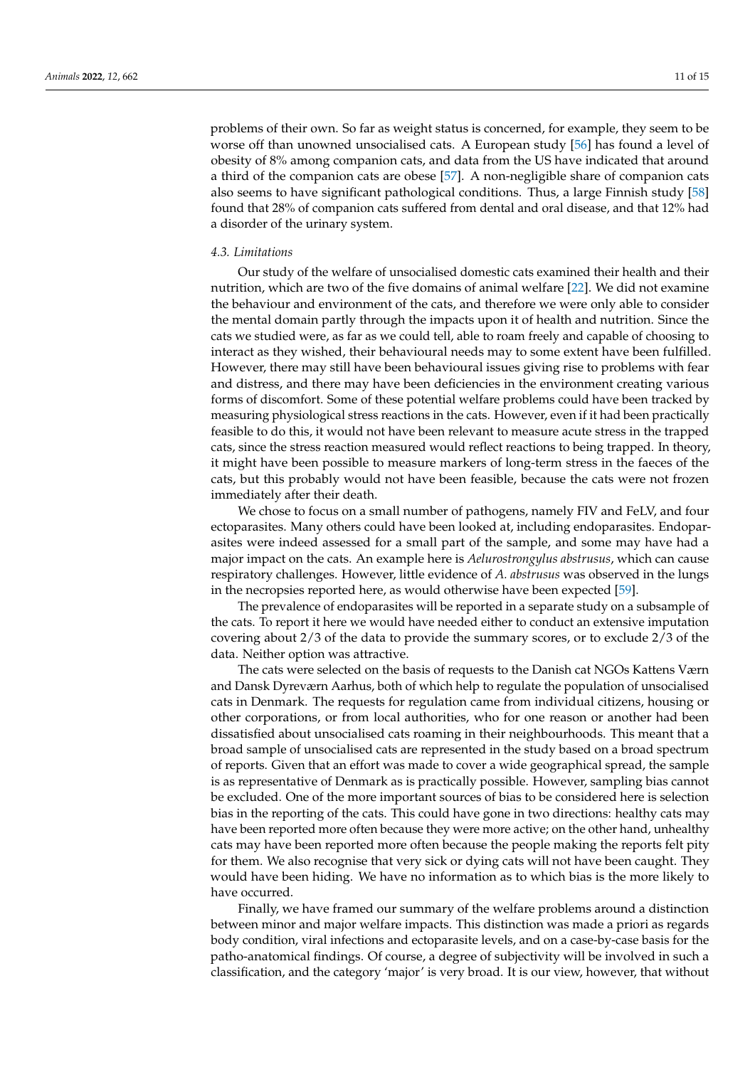problems of their own. So far as weight status is concerned, for example, they seem to be worse off than unowned unsocialised cats. A European study [56] has found a level of obesity of 8% among companion cats, and data from the US have indicated that around a third of the companion cats are obese [57]. A non-negligible share of companion cats also seems to have significant pathological conditions. Thus, a large Finnish study [58] found that 28% of companion cats suffered from dental and oral disease, and that 12% had a disorder of the urinary system.

### 4.3. Limitations

Our study of the welfare of unsocialised domestic cats examined their health and their nutrition, which are two of the five domains of animal welfare [22]. We did not examine the behaviour and environment of the cats, and therefore we were only able to consider the mental domain partly through the impacts upon it of health and nutrition. Since the cats we studied were, as far as we could tell, able to roam freely and capable of choosing to interact as they wished, their behavioural needs may to some extent have been fulfilled. However, there may still have been behavioural issues giving rise to problems with fear and distress, and there may have been deficiencies in the environment creating various forms of discomfort. Some of these potential welfare problems could have been tracked by measuring physiological stress reactions in the cats. However, even if it had been practically feasible to do this, it would not have been relevant to measure acute stress in the trapped cats, since the stress reaction measured would reflect reactions to being trapped. In theory, it might have been possible to measure markers of long-term stress in the faeces of the cats, but this probably would not have been feasible, because the cats were not frozen immediately after their death.

We chose to focus on a small number of pathogens, namely FIV and FeLV, and four ectoparasites. Many others could have been looked at, including endoparasites. Endoparasites were indeed assessed for a small part of the sample, and some may have had a major impact on the cats. An example here is *Aelurostrongylus abstrusus*, which can cause respiratory challenges. However, little evidence of *A. abstrusus* was observed in the lungs in the necropsies reported here, as would otherwise have been expected [59].

The prevalence of endoparasites will be reported in a separate study on a subsample of the cats. To report it here we would have needed either to conduct an extensive imputation covering about 2/3 of the data to provide the summary scores, or to exclude 2/3 of the data. Neither option was attractive.

The cats were selected on the basis of requests to the Danish cat NGOs Kattens Værn and Dansk Dyreværn Aarhus, both of which help to regulate the population of unsocialised cats in Denmark. The requests for regulation came from individual citizens, housing or other corporations, or from local authorities, who for one reason or another had been dissatisfied about unsocialised cats roaming in their neighbourhoods. This meant that a broad sample of unsocialised cats are represented in the study based on a broad spectrum of reports. Given that an effort was made to cover a wide geographical spread, the sample is as representative of Denmark as is practically possible. However, sampling bias cannot be excluded. One of the more important sources of bias to be considered here is selection bias in the reporting of the cats. This could have gone in two directions: healthy cats may have been reported more often because they were more active; on the other hand, unhealthy cats may have been reported more often because the people making the reports felt pity for them. We also recognise that very sick or dying cats will not have been caught. They would have been hiding. We have no information as to which bias is the more likely to have occurred.

Finally, we have framed our summary of the welfare problems around a distinction between minor and major welfare impacts. This distinction was made a priori as regards body condition, viral infections and ectoparasite levels, and on a case-by-case basis for the patho-anatomical findings. Of course, a degree of subjectivity will be involved in such a classification, and the category 'major' is very broad. It is our view, however, that without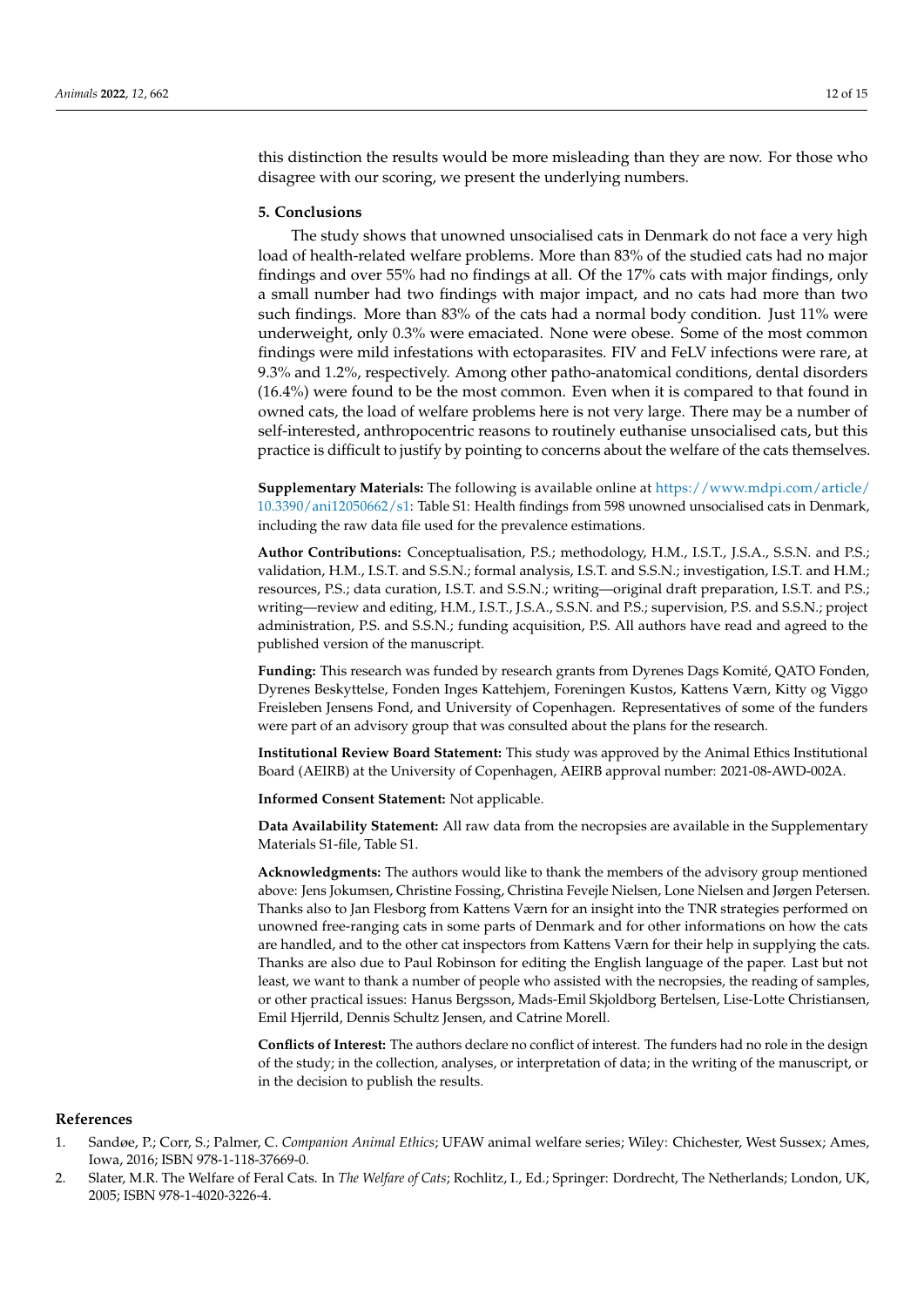this distinction the results would be more misleading than they are now. For those who disagree with our scoring, we present the underlying numbers.

## 5. Conclusions

The study shows that unowned unsocialised cats in Denmark do not face a very high load of health-related welfare problems. More than 83% of the studied cats had no major findings and over 55% had no findings at all. Of the 17% cats with major findings, only a small number had two findings with major impact, and no cats had more than two such findings. More than 83% of the cats had a normal body condition. Just 11% were underweight, only 0.3% were emaciated. None were obese. Some of the most common findings were mild infestations with ectoparasites. FIV and FeLV infections were rare, at 9.3% and 1.2%, respectively. Among other patho-anatomical conditions, dental disorders (16.4%) were found to be the most common. Even when it is compared to that found in owned cats, the load of welfare problems here is not very large. There may be a number of self-interested, anthropocentric reasons to routinely euthanise unsocialised cats, but this practice is difficult to justify by pointing to concerns about the welfare of the cats themselves.

**Supplementary Materials:** The following is available online at https://www.mdpi.com/article/10.3390/ani12050662/s1: Table S1: Health findings from 598 unowned unsocialised cats in Denmark, including the raw data file used for the prevalence estimations.

**Author Contributions:** Conceptualisation, P.S.; methodology, H.M., I.S.T., J.S.A., S.S.N. and P.S.; validation, H.M., I.S.T. and S.S.N.; formal analysis, I.S.T. and S.S.N.; investigation, I.S.T. and H.M.; resources, P.S.; data curation, I.S.T. and S.S.N.; writing—original draft preparation, I.S.T. and P.S.; writing—review and editing, H.M., I.S.T., J.S.A., S.S.N. and P.S.; supervision, P.S. and S.S.N.; project administration, P.S. and S.S.N.; funding acquisition, P.S. All authors have read and agreed to the published version of the manuscript.

**Funding:** This research was funded by research grants from Dyrenes Dags Komité, QATO Fonden, Dyrenes Beskyttelse, Fonden Inges Kattehjem, Foreningen Kustos, Kattens Værn, Kitty og Viggo Freisleben Jensens Fond, and University of Copenhagen. Representatives of some of the funders were part of an advisory group that was consulted about the plans for the research.

**Institutional Review Board Statement:** This study was approved by the Animal Ethics Institutional Board (AEIRB) at the University of Copenhagen, AEIRB approval number: 2021-08-AWD-002A.

**Informed Consent Statement:** Not applicable.

**Data Availability Statement:** All raw data from the necropsies are available in the Supplementary Materials S1-file, Table S1.

**Acknowledgments:** The authors would like to thank the members of the advisory group mentioned above: Jens Jokumsen, Christine Fossing, Christina Fevejle Nielsen, Lone Nielsen and Jørgen Petersen. Thanks also to Jan Flesborg from Kattens Værn for an insight into the TNR strategies performed on unowned free-ranging cats in some parts of Denmark and for other informations on how the cats are handled, and to the other cat inspectors from Kattens Værn for their help in supplying the cats. Thanks are also due to Paul Robinson for editing the English language of the paper. Last but not least, we want to thank a number of people who assisted with the necropsies, the reading of samples, or other practical issues: Hanus Bergsson, Mads-Emil Skjoldborg Bertelsen, Lise-Lotte Christiansen, Emil Hjerrild, Dennis Schultz Jensen, and Catrine Morell.

**Conflicts of Interest:** The authors declare no conflict of interest. The funders had no role in the design of the study; in the collection, analyses, or interpretation of data; in the writing of the manuscript, or in the decision to publish the results.

## References

1. Sandøe, P.; Corr, S.; Palmer, C. *Companion Animal Ethics*; UFAW animal welfare series; Wiley: Chichester, West Sussex; Ames, Iowa, 2016; ISBN 978-1-118-37669-0.
2. Slater, M.R. The Welfare of Feral Cats. In *The Welfare of Cats*; Rochlitz, I., Ed.; Springer: Dordrecht, The Netherlands; London, UK, 2005; ISBN 978-1-4020-3226-4.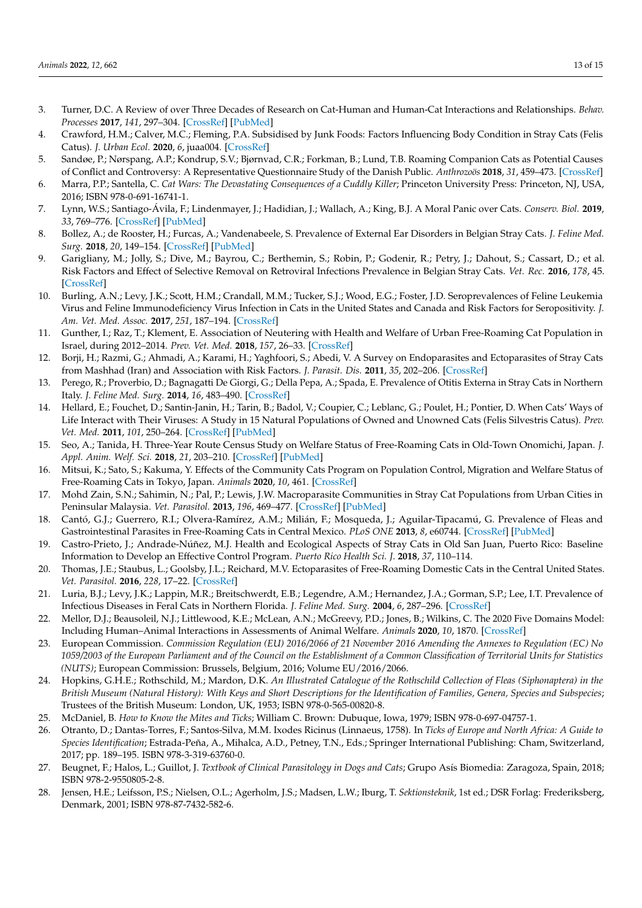3. Turner, D.C. A Review of over Three Decades of Research on Cat-Human and Human-Cat Interactions and Relationships. *Behav. Processes* **2017**, *141*, 297–304. [CrossRef] [PubMed]
4. Crawford, H.M.; Calver, M.C.; Fleming, P.A. Subsidised by Junk Foods: Factors Influencing Body Condition in Stray Cats (Felis Catus). *J. Urban Ecol.* **2020**, *6*, juaa004. [CrossRef]
5. Sandøe, P.; Nørspang, A.P.; Kondrup, S.V.; Bjørnvad, C.R.; Forkman, B.; Lund, T.B. Roaming Companion Cats as Potential Causes of Conflict and Controversy: A Representative Questionnaire Study of the Danish Public. *Anthrozoös* **2018**, *31*, 459–473. [CrossRef]
6. Marra, P.P.; Santella, C. *Cat Wars: The Devastating Consequences of a Cuddly Killer*; Princeton University Press: Princeton, NJ, USA, 2016; ISBN 978-0-691-16741-1.
7. Lynn, W.S.; Santiago-Ávila, F.; Lindenmayer, J.; Hadidian, J.; Wallach, A.; King, B.J. A Moral Panic over Cats. *Conserv. Biol.* **2019**, *33*, 769–776. [CrossRef] [PubMed]
8. Bollez, A.; de Rooster, H.; Furcas, A.; Vandenabeele, S. Prevalence of External Ear Disorders in Belgian Stray Cats. *J. Feline Med. Surg.* **2018**, *20*, 149–154. [CrossRef] [PubMed]
9. Garigliany, M.; Jolly, S.; Dive, M.; Bayrou, C.; Berthemin, S.; Robin, P.; Godenir, R.; Petry, J.; Dahout, S.; Cassart, D.; et al. Risk Factors and Effect of Selective Removal on Retroviral Infections Prevalence in Belgian Stray Cats. *Vet. Rec.* **2016**, *178*, 45. [CrossRef]
10. Burling, A.N.; Levy, J.K.; Scott, H.M.; Crandall, M.M.; Tucker, S.J.; Wood, E.G.; Foster, J.D. Seroprevalences of Feline Leukemia Virus and Feline Immunodeficiency Virus Infection in Cats in the United States and Canada and Risk Factors for Seropositivity. *J. Am. Vet. Med. Assoc.* **2017**, *251*, 187–194. [CrossRef]
11. Gunther, I.; Raz, T.; Klement, E. Association of Neutering with Health and Welfare of Urban Free-Roaming Cat Population in Israel, during 2012–2014. *Prev. Vet. Med.* **2018**, *157*, 26–33. [CrossRef]
12. Borji, H.; Razmi, G.; Ahmadi, A.; Karami, H.; Yaghfoori, S.; Abedi, V. A Survey on Endoparasites and Ectoparasites of Stray Cats from Mashhad (Iran) and Association with Risk Factors. *J. Parasit. Dis.* **2011**, *35*, 202–206. [CrossRef]
13. Perego, R.; Proverbio, D.; Bagnagatti De Giorgi, G.; Della Pepa, A.; Spada, E. Prevalence of Otitis Externa in Stray Cats in Northern Italy. *J. Feline Med. Surg.* **2014**, *16*, 483–490. [CrossRef]
14. Hellard, E.; Fouchet, D.; Santin-Janin, H.; Tarin, B.; Badol, V.; Coupier, C.; Leblanc, G.; Poulet, H.; Pontier, D. When Cats' Ways of Life Interact with Their Viruses: A Study in 15 Natural Populations of Owned and Unowned Cats (Felis Silvestris Catus). *Prev. Vet. Med.* **2011**, *101*, 250–264. [CrossRef] [PubMed]
15. Seo, A.; Tanida, H. Three-Year Route Census Study on Welfare Status of Free-Roaming Cats in Old-Town Onomichi, Japan. *J. Appl. Anim. Welf. Sci.* **2018**, *21*, 203–210. [CrossRef] [PubMed]
16. Mitsui, K.; Sato, S.; Kakuma, Y. Effects of the Community Cats Program on Population Control, Migration and Welfare Status of Free-Roaming Cats in Tokyo, Japan. *Animals* **2020**, *10*, 461. [CrossRef]
17. Mohd Zain, S.N.; Sahimin, N.; Pal, P.; Lewis, J.W. Macroparasite Communities in Stray Cat Populations from Urban Cities in Peninsular Malaysia. *Vet. Parasitol.* **2013**, *196*, 469–477. [CrossRef] [PubMed]
18. Cantó, G.J.; Guerrero, R.I.; Olvera-Ramírez, A.M.; Milián, F.; Mosqueda, J.; Aguilar-Tipacamú, G. Prevalence of Fleas and Gastrointestinal Parasites in Free-Roaming Cats in Central Mexico. *PLoS ONE* **2013**, *8*, e60744. [CrossRef] [PubMed]
19. Castro-Prieto, J.; Andrade-Núñez, M.J. Health and Ecological Aspects of Stray Cats in Old San Juan, Puerto Rico: Baseline Information to Develop an Effective Control Program. *Puerto Rico Health Sci. J.* **2018**, *37*, 110–114.
20. Thomas, J.E.; Staubus, L.; Goolsby, J.L.; Reichard, M.V. Ectoparasites of Free-Roaming Domestic Cats in the Central United States. *Vet. Parasitol.* **2016**, *228*, 17–22. [CrossRef]
21. Luria, B.J.; Levy, J.K.; Lappin, M.R.; Breitschwerdt, E.B.; Legendre, A.M.; Hernandez, J.A.; Gorman, S.P.; Lee, I.T. Prevalence of Infectious Diseases in Feral Cats in Northern Florida. *J. Feline Med. Surg.* **2004**, *6*, 287–296. [CrossRef]
22. Mellor, D.J.; Beausoleil, N.J.; Littlewood, K.E.; McLean, A.N.; McGreevy, P.D.; Jones, B.; Wilkins, C. The 2020 Five Domains Model: Including Human–Animal Interactions in Assessments of Animal Welfare. *Animals* **2020**, *10*, 1870. [CrossRef]
23. European Commission. *Commission Regulation (EU) 2016/2066 of 21 November 2016 Amending the Annexes to Regulation (EC) No 1059/2003 of the European Parliament and of the Council on the Establishment of a Common Classification of Territorial Units for Statistics (NUTS)*; European Commission: Brussels, Belgium, 2016; Volume EU/2016/2066.
24. Hopkins, G.H.E.; Rothschild, M.; Mardon, D.K. *An Illustrated Catalogue of the Rothschild Collection of Fleas (Siphonaptera) in the British Museum (Natural History): With Keys and Short Descriptions for the Identification of Families, Genera, Species and Subspecies*; Trustees of the British Museum: London, UK, 1953; ISBN 978-0-565-00820-8.
25. McDaniel, B. *How to Know the Mites and Ticks*; William C. Brown: Dubuque, Iowa, 1979; ISBN 978-0-697-04757-1.
26. Otranto, D.; Dantas-Torres, F.; Santos-Silva, M.M. Ixodes Ricinus (Linnaeus, 1758). In *Ticks of Europe and North Africa: A Guide to Species Identification*; Estrada-Peña, A., Mihalca, A.D., Petney, T.N., Eds.; Springer International Publishing: Cham, Switzerland, 2017; pp. 189–195. ISBN 978-3-319-63760-0.
27. Beugnet, F.; Halos, L.; Guillot, J. *Textbook of Clinical Parasitology in Dogs and Cats*; Grupo Asís Biomedia: Zaragoza, Spain, 2018; ISBN 978-2-9550805-2-8.
28. Jensen, H.E.; Leifsson, P.S.; Nielsen, O.L.; Agerholm, J.S.; Madsen, L.W.; Iburg, T. *Sektionsteknik*, 1st ed.; DSR Forlag: Frederiksberg, Denmark, 2001; ISBN 978-87-7432-582-6.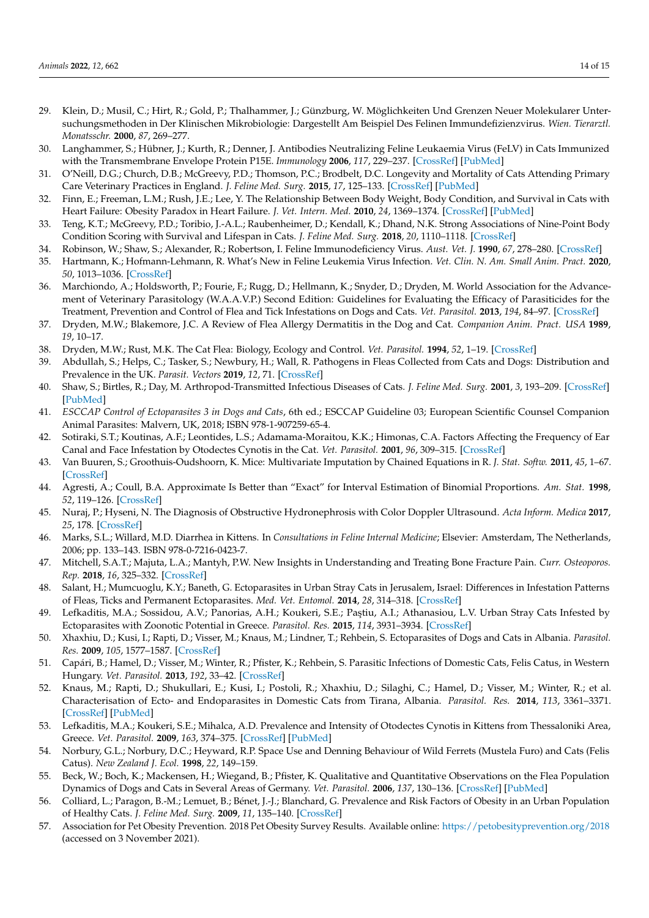29. Klein, D.; Musil, C.; Hirt, R.; Gold, P.; Thalhammer, J.; Günzburg, W. Möglichkeiten Und Grenzen Neuer Molekularer Untersuchungsmethoden in Der Klinischen Mikrobiologie: Dargestellt Am Beispiel Des Felinen Immundefizienzvirus. *Wien. Tierarztl. Monatsschr.* **2000**, *87*, 269–277.
30. Langhammer, S.; Hübner, J.; Kurth, R.; Denner, J. Antibodies Neutralizing Feline Leukaemia Virus (FeLV) in Cats Immunized with the Transmembrane Envelope Protein P15E. *Immunology* **2006**, *117*, 229–237. [CrossRef] [PubMed]
31. O'Neill, D.G.; Church, D.B.; McGreevy, P.D.; Thomson, P.C.; Brodbelt, D.C. Longevity and Mortality of Cats Attending Primary Care Veterinary Practices in England. *J. Feline Med. Surg.* **2015**, *17*, 125–133. [CrossRef] [PubMed]
32. Finn, E.; Freeman, L.M.; Rush, J.E.; Lee, Y. The Relationship Between Body Weight, Body Condition, and Survival in Cats with Heart Failure: Obesity Paradox in Heart Failure. *J. Vet. Intern. Med.* **2010**, *24*, 1369–1374. [CrossRef] [PubMed]
33. Teng, K.T.; McGreevy, P.D.; Toribio, J.-A.L.; Raubenheimer, D.; Kendall, K.; Dhand, N.K. Strong Associations of Nine-Point Body Condition Scoring with Survival and Lifespan in Cats. *J. Feline Med. Surg.* **2018**, *20*, 1110–1118. [CrossRef]
34. Robinson, W.; Shaw, S.; Alexander, R.; Robertson, I. Feline Immunodeficiency Virus. *Aust. Vet. J.* **1990**, *67*, 278–280. [CrossRef]
35. Hartmann, K.; Hofmann-Lehmann, R. What's New in Feline Leukemia Virus Infection. *Vet. Clin. N. Am. Small Anim. Pract.* **2020**, *50*, 1013–1036. [CrossRef]
36. Marchiondo, A.; Holdsworth, P.; Fourie, F.; Rugg, D.; Hellmann, K.; Snyder, D.; Dryden, M. World Association for the Advancement of Veterinary Parasitology (W.A.A.V.P.) Second Edition: Guidelines for Evaluating the Efficacy of Parasiticides for the Treatment, Prevention and Control of Flea and Tick Infestations on Dogs and Cats. *Vet. Parasitol.* **2013**, *194*, 84–97. [CrossRef]
37. Dryden, M.W.; Blakemore, J.C. A Review of Flea Allergy Dermatitis in the Dog and Cat. *Companion Anim. Pract. USA* **1989**, *19*, 10–17.
38. Dryden, M.W.; Rust, M.K. The Cat Flea: Biology, Ecology and Control. *Vet. Parasitol.* **1994**, *52*, 1–19. [CrossRef]
39. Abdullah, S.; Helps, C.; Tasker, S.; Newbury, H.; Wall, R. Pathogens in Fleas Collected from Cats and Dogs: Distribution and Prevalence in the UK. *Parasit. Vectors* **2019**, *12*, 71. [CrossRef]
40. Shaw, S.; Birtles, R.; Day, M. Arthropod-Transmitted Infectious Diseases of Cats. *J. Feline Med. Surg.* **2001**, *3*, 193–209. [CrossRef] [PubMed]
41. *ESCCAP Control of Ectoparasites 3 in Dogs and Cats*, 6th ed.; ESCCAP Guideline 03; European Scientific Counsel Companion Animal Parasites: Malvern, UK, 2018; ISBN 978-1-907259-65-4.
42. Sotiraki, S.T.; Koutinas, A.F.; Leontides, L.S.; Adamama-Moraitou, K.K.; Himonas, C.A. Factors Affecting the Frequency of Ear Canal and Face Infestation by Otodectes Cynotis in the Cat. *Vet. Parasitol.* **2001**, *96*, 309–315. [CrossRef]
43. Van Buuren, S.; Groothuis-Oudshoorn, K. Mice: Multivariate Imputation by Chained Equations in R. *J. Stat. Softw.* **2011**, *45*, 1–67. [CrossRef]
44. Agresti, A.; Coull, B.A. Approximate Is Better than "Exact" for Interval Estimation of Binomial Proportions. *Am. Stat.* **1998**, *52*, 119–126. [CrossRef]
45. Nuraj, P.; Hyseni, N. The Diagnosis of Obstructive Hydronephrosis with Color Doppler Ultrasound. *Acta Inform. Medica* **2017**, *25*, 178. [CrossRef]
46. Marks, S.L.; Willard, M.D. Diarrhea in Kittens. In *Consultations in Feline Internal Medicine*; Elsevier: Amsterdam, The Netherlands, 2006; pp. 133–143. ISBN 978-0-7216-0423-7.
47. Mitchell, S.A.T.; Majuta, L.A.; Mantyh, P.W. New Insights in Understanding and Treating Bone Fracture Pain. *Curr. Osteoporos. Rep.* **2018**, *16*, 325–332. [CrossRef]
48. Salant, H.; Mumcuoglu, K.Y.; Baneth, G. Ectoparasites in Urban Stray Cats in Jerusalem, Israel: Differences in Infestation Patterns of Fleas, Ticks and Permanent Ectoparasites. *Med. Vet. Entomol.* **2014**, *28*, 314–318. [CrossRef]
49. Lefkaditis, M.A.; Sossidou, A.V.; Panorias, A.H.; Koukeri, S.E.; Paştiu, A.I.; Athanasiou, L.V. Urban Stray Cats Infested by Ectoparasites with Zoonotic Potential in Greece. *Parasitol. Res.* **2015**, *114*, 3931–3934. [CrossRef]
50. Xhaxhiu, D.; Kusi, I.; Rapti, D.; Visser, M.; Knaus, M.; Lindner, T.; Rehbein, S. Ectoparasites of Dogs and Cats in Albania. *Parasitol. Res.* **2009**, *105*, 1577–1587. [CrossRef]
51. Capári, B.; Hamel, D.; Visser, M.; Winter, R.; Pfister, K.; Rehbein, S. Parasitic Infections of Domestic Cats, Felis Catus, in Western Hungary. *Vet. Parasitol.* **2013**, *192*, 33–42. [CrossRef]
52. Knaus, M.; Rapti, D.; Shukullari, E.; Kusi, I.; Postoli, R.; Xhaxhiu, D.; Silaghi, C.; Hamel, D.; Visser, M.; Winter, R.; et al. Characterisation of Ecto- and Endoparasites in Domestic Cats from Tirana, Albania. *Parasitol. Res.* **2014**, *113*, 3361–3371. [CrossRef] [PubMed]
53. Lefkaditis, M.A.; Koukeri, S.E.; Mihalca, A.D. Prevalence and Intensity of Otodectes Cynotis in Kittens from Thessaloniki Area, Greece. *Vet. Parasitol.* **2009**, *163*, 374–375. [CrossRef] [PubMed]
54. Norbury, G.L.; Norbury, D.C.; Heyward, R.P. Space Use and Denning Behaviour of Wild Ferrets (Mustela Furo) and Cats (Felis Catus). *New Zealand J. Ecol.* **1998**, *22*, 149–159.
55. Beck, W.; Boch, K.; Mackensen, H.; Wiegand, B.; Pfister, K. Qualitative and Quantitative Observations on the Flea Population Dynamics of Dogs and Cats in Several Areas of Germany. *Vet. Parasitol.* **2006**, *137*, 130–136. [CrossRef] [PubMed]
56. Colliard, L.; Paragon, B.-M.; Lemuet, B.; Bénet, J.-J.; Blanchard, G. Prevalence and Risk Factors of Obesity in an Urban Population of Healthy Cats. *J. Feline Med. Surg.* **2009**, *11*, 135–140. [CrossRef]
57. Association for Pet Obesity Prevention. 2018 Pet Obesity Survey Results. Available online: https://petobesityprevention.org/2018 (accessed on 3 November 2021).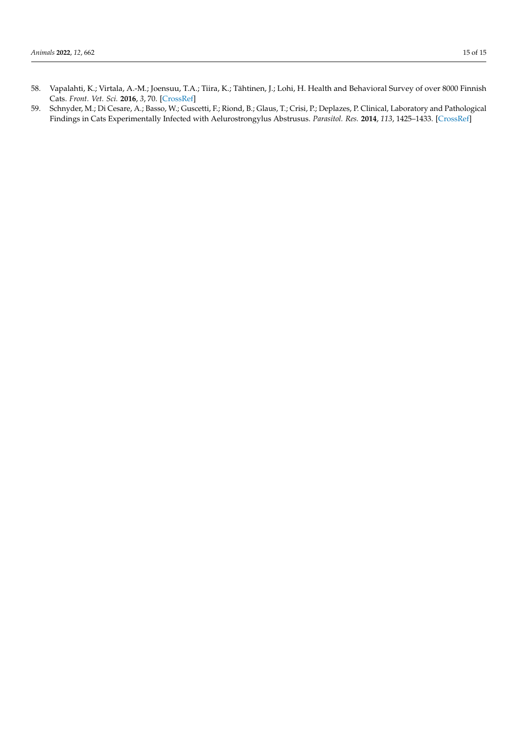58. Vapalahti, K.; Virtala, A.-M.; Joensuu, T.A.; Tiira, K.; Tähtinen, J.; Lohi, H. Health and Behavioral Survey of over 8000 Finnish Cats. *Front. Vet. Sci.* **2016**, *3*, 70. [CrossRef]
59. Schnyder, M.; Di Cesare, A.; Basso, W.; Guscetti, F.; Riond, B.; Glaus, T.; Crisi, P.; Deplazes, P. Clinical, Laboratory and Pathological Findings in Cats Experimentally Infected with Aelurostrongylus Abstrusus. *Parasitol. Res.* **2014**, *113*, 1425–1433. [CrossRef]